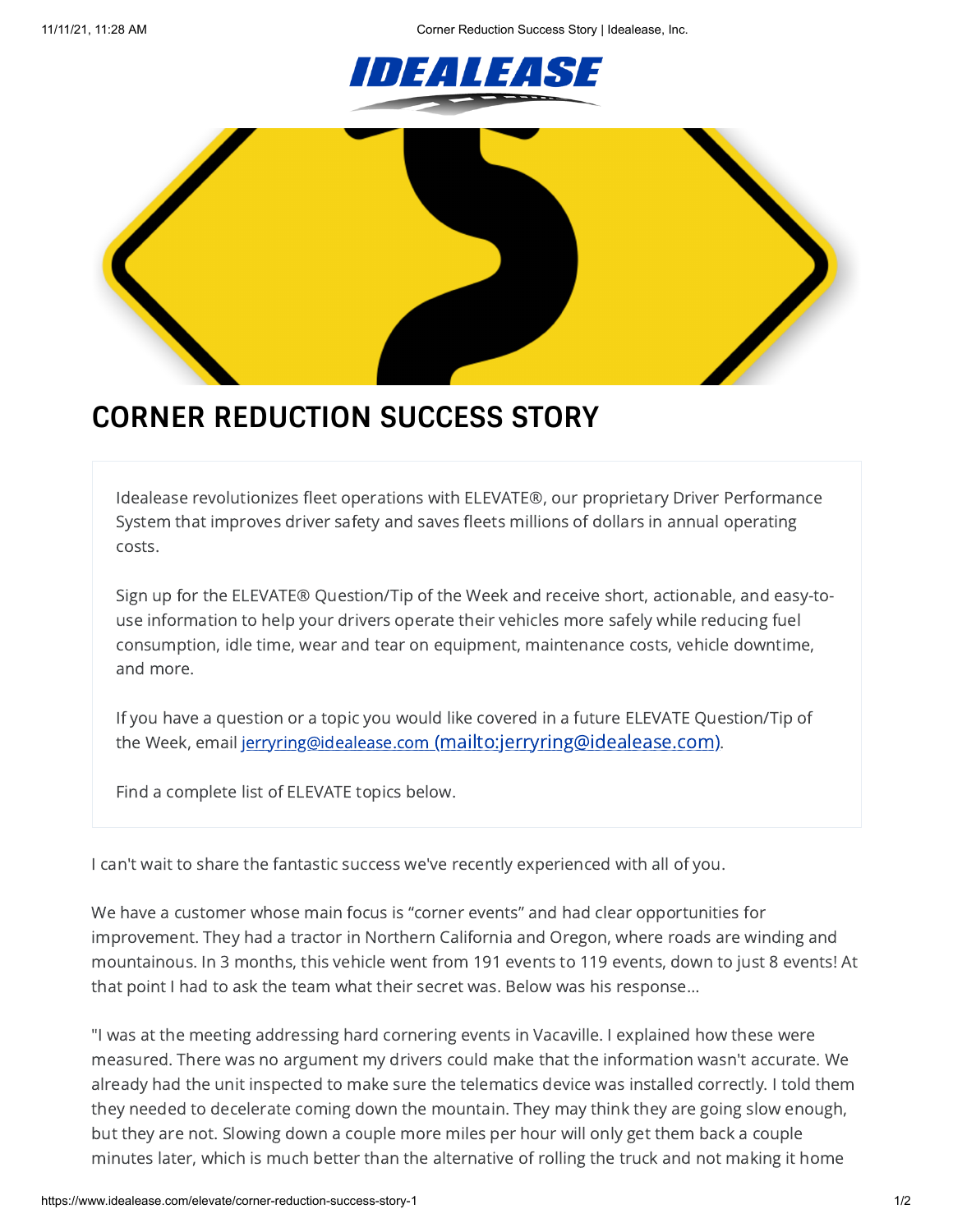# CORNER REDUCTION SUCCESS STORY

Idealease revolutionizes fleet operations with ELEVATE®, our proprietary Driver Performance System that improves driver safety and saves fleets millions of dollars in annual operating costs.

Sign up for the ELEVATE® Question/Tip of the Week and receive short, actionable, and easy-to-use information to help your drivers operate their vehicles more safely while reducing fuel consumption, idle time, wear and tear on equipment, maintenance costs, vehicle downtime, and more.

If you have a question or a topic you would like covered in a future ELEVATE Question/Tip of the Week, email jerryring@idealease.com (mailto:jerryring@idealease.com).

Find a complete list of ELEVATE topics below.

I can't wait to share the fantastic success we've recently experienced with all of you.

We have a customer whose main focus is "corner events" and had clear opportunities for improvement. They had a tractor in Northern California and Oregon, where roads are winding and mountainous. In 3 months, this vehicle went from 191 events to 119 events, down to just 8 events! At that point I had to ask the team what their secret was. Below was his response…

"I was at the meeting addressing hard cornering events in Vacaville. I explained how these were measured. There was no argument my drivers could make that the information wasn't accurate. We already had the unit inspected to make sure the telematics device was installed correctly. I told them they needed to decelerate coming down the mountain. They may think they are going slow enough, but they are not. Slowing down a couple more miles per hour will only get them back a couple minutes later, which is much better than the alternative of rolling the truck and not making it home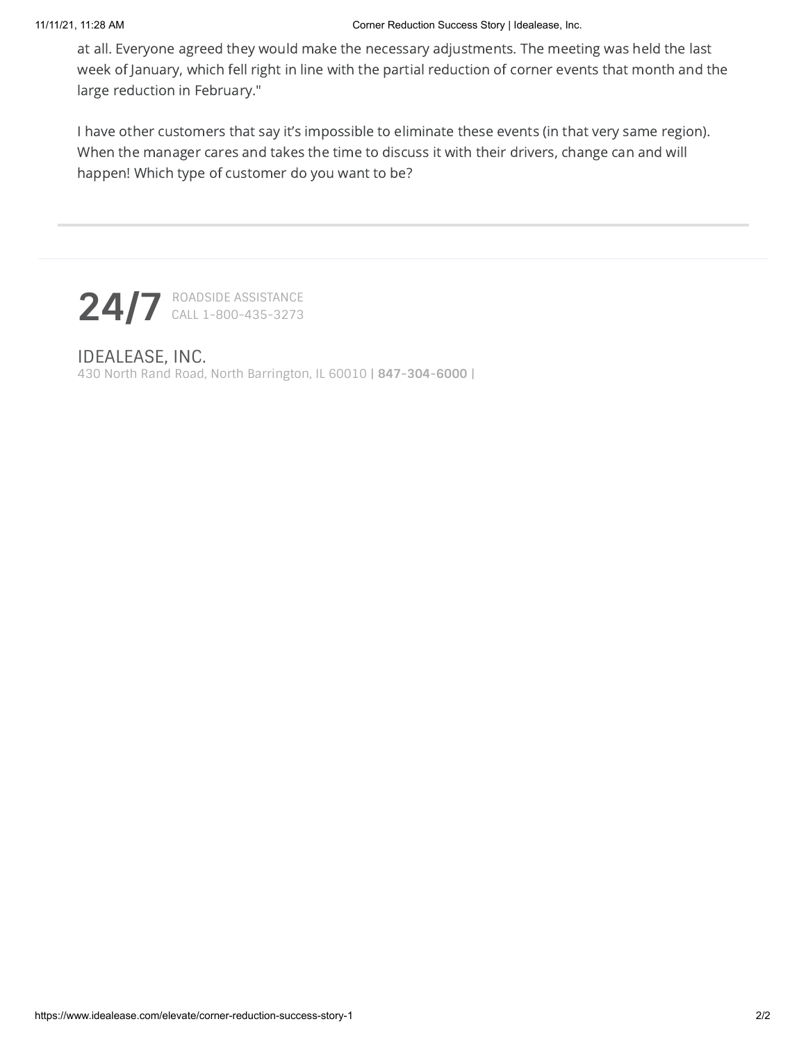at all. Everyone agreed they would make the necessary adjustments. The meeting was held the last week of January, which fell right in line with the partial reduction of corner events that month and the large reduction in February."

I have other customers that say it's impossible to eliminate these events (in that very same region). When the manager cares and takes the time to discuss it with their drivers, change can and will happen! Which type of customer do you want to be?

---

**24/7** ROADSIDE ASSISTANCE
CALL 1-800-435-3273

IDEALEASE, INC.
430 North Rand Road, North Barrington, IL 60010 | **847-304-6000** |